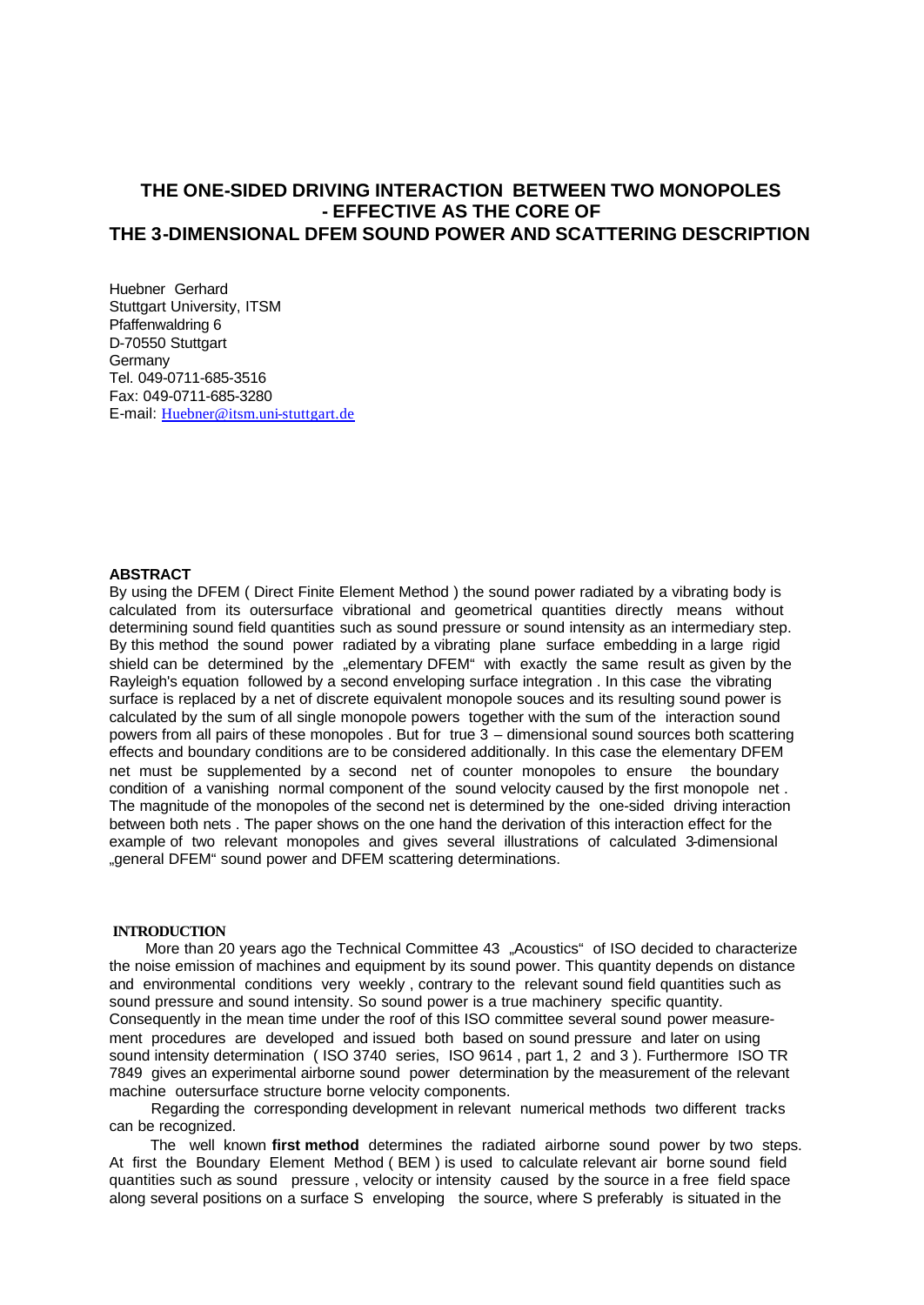# THE ONE-SIDED DRIVING INTERACTION BETWEEN TWO MONOPOLES - EFFECTIVE AS THE CORE OF THE 3-DIMENSIONAL DFEM SOUND POWER AND SCATTERING DESCRIPTION

Huebner Gerhard
Stuttgart University, ITSM
Pfaffenwaldring 6
D-70550 Stuttgart
Germany
Tel. 049-0711-685-3516
Fax: 049-0711-685-3280
E-mail: Huebner@itsm.uni-stuttgart.de

## ABSTRACT

By using the DFEM ( Direct Finite Element Method ) the sound power radiated by a vibrating body is calculated from its outersurface vibrational and geometrical quantities directly means without determining sound field quantities such as sound pressure or sound intensity as an intermediary step. By this method the sound power radiated by a vibrating plane surface embedding in a large rigid shield can be determined by the „elementary DFEM" with exactly the same result as given by the Rayleigh's equation followed by a second enveloping surface integration . In this case the vibrating surface is replaced by a net of discrete equivalent monopole souces and its resulting sound power is calculated by the sum of all single monopole powers together with the sum of the interaction sound powers from all pairs of these monopoles . But for true 3 – dimensional sound sources both scattering effects and boundary conditions are to be considered additionally. In this case the elementary DFEM net must be supplemented by a second net of counter monopoles to ensure the boundary condition of a vanishing normal component of the sound velocity caused by the first monopole net . The magnitude of the monopoles of the second net is determined by the one-sided driving interaction between both nets . The paper shows on the one hand the derivation of this interaction effect for the example of two relevant monopoles and gives several illustrations of calculated 3-dimensional „general DFEM" sound power and DFEM scattering determinations.

## INTRODUCTION

More than 20 years ago the Technical Committee 43 „Acoustics" of ISO decided to characterize the noise emission of machines and equipment by its sound power. This quantity depends on distance and environmental conditions very weekly , contrary to the relevant sound field quantities such as sound pressure and sound intensity. So sound power is a true machinery specific quantity. Consequently in the mean time under the roof of this ISO committee several sound power measurement procedures are developed and issued both based on sound pressure and later on using sound intensity determination ( ISO 3740 series, ISO 9614 , part 1, 2 and 3 ). Furthermore ISO TR 7849 gives an experimental airborne sound power determination by the measurement of the relevant machine outersurface structure borne velocity components.

Regarding the corresponding development in relevant numerical methods two different tracks can be recognized.

The well known **first method** determines the radiated airborne sound power by two steps. At first the Boundary Element Method ( BEM ) is used to calculate relevant air borne sound field quantities such as sound pressure , velocity or intensity caused by the source in a free field space along several positions on a surface S enveloping the source, where S preferably is situated in the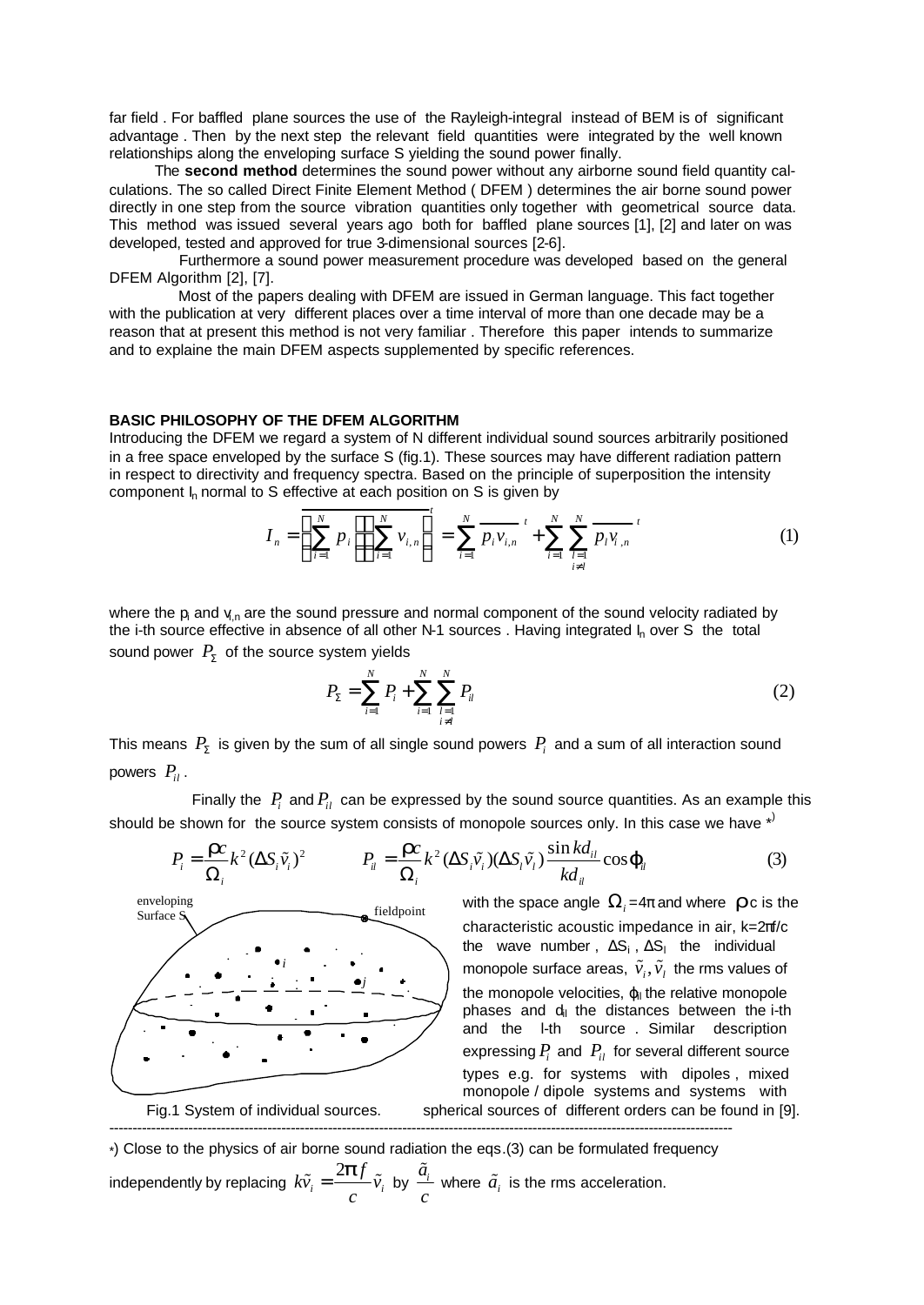far field . For baffled plane sources the use of the Rayleigh-integral instead of BEM is of significant advantage . Then by the next step the relevant field quantities were integrated by the well known relationships along the enveloping surface S yielding the sound power finally.

The **second method** determines the sound power without any airborne sound field quantity calculations. The so called Direct Finite Element Method ( DFEM ) determines the air borne sound power directly in one step from the source vibration quantities only together with geometrical source data. This method was issued several years ago both for baffled plane sources [1], [2] and later on was developed, tested and approved for true 3-dimensional sources [2-6].

Furthermore a sound power measurement procedure was developed based on the general DFEM Algorithm [2], [7].

Most of the papers dealing with DFEM are issued in German language. This fact together with the publication at very different places over a time interval of more than one decade may be a reason that at present this method is not very familiar . Therefore this paper intends to summarize and to explain the main DFEM aspects supplemented by specific references.

## BASIC PHILOSOPHY OF THE DFEM ALGORITHM

Introducing the DFEM we regard a system of N different individual sound sources arbitrarily positioned in a free space enveloped by the surface S (fig.1). These sources may have different radiation pattern in respect to directivity and frequency spectra. Based on the principle of superposition the intensity component $I_n$ normal to S effective at each position on S is given by

$$I_n = \overline{\left(\sum_{i=1}^{N} p_i\right)\left(\sum_{i=1}^{N} v_{i,n}\right)}^{\,t} = \sum_{i=1}^{N} \overline{p_i v_{i,n}}^{\,t} + \sum_{i=1}^{N} \sum_{\substack{l=1 \\ i \neq l}}^{N} \overline{p_l v_{i,n}}^{\,t} \tag{1}$$

where the $p_i$ and $v_{i,n}$ are the sound pressure and normal component of the sound velocity radiated by the i-th source effective in absence of all other N-1 sources . Having integrated $I_n$ over S the total sound power $P_\Sigma$ of the source system yields

$$P_\Sigma = \sum_{i=1}^{N} P_i + \sum_{i=1}^{N} \sum_{\substack{l=1 \\ i \neq l}}^{N} P_{il} \tag{2}$$

This means $P_\Sigma$ is given by the sum of all single sound powers $P_i$ and a sum of all interaction sound powers $P_{il}$ .

Finally the $P_i$ and $P_{il}$ can be expressed by the sound source quantities. As an example this should be shown for the source system consists of monopole sources only. In this case we have *)

$$P_i = \frac{\rho c}{\Omega_i} k^2 (\Delta S_i \tilde{v}_i)^2 \qquad P_{il} = \frac{\rho c}{\Omega_i} k^2 (\Delta S_i \tilde{v}_i)(\Delta S_l \tilde{v}_l) \frac{\sin k d_{il}}{k d_{il}} \cos \varphi_{il} \tag{3}$$

enveloping Surface S

fieldpoint

i

j

Fig.1 System of individual sources.

with the space angle $\Omega_i = 4\pi$ and where $\rho c$ is the characteristic acoustic impedance in air, $k = 2\pi f/c$ the wave number , $\Delta S_i$ , $\Delta S_l$ the individual monopole surface areas, $\tilde{v}_i, \tilde{v}_l$ the rms values of the monopole velocities, $\varphi_{il}$ the relative monopole phases and $d_{il}$ the distances between the i-th and the l-th source . Similar description expressing $P_i$ and $P_{il}$ for several different source types e.g. for systems with dipoles , mixed monopole / dipole systems and systems with spherical sources of different orders can be found in [9].

---

*) Close to the physics of air borne sound radiation the eqs.(3) can be formulated frequency independently by replacing $k\tilde{v}_i = \frac{2\pi f}{c}\tilde{v}_i$ by $\frac{\tilde{a}_i}{c}$ where $\tilde{a}_i$ is the rms acceleration.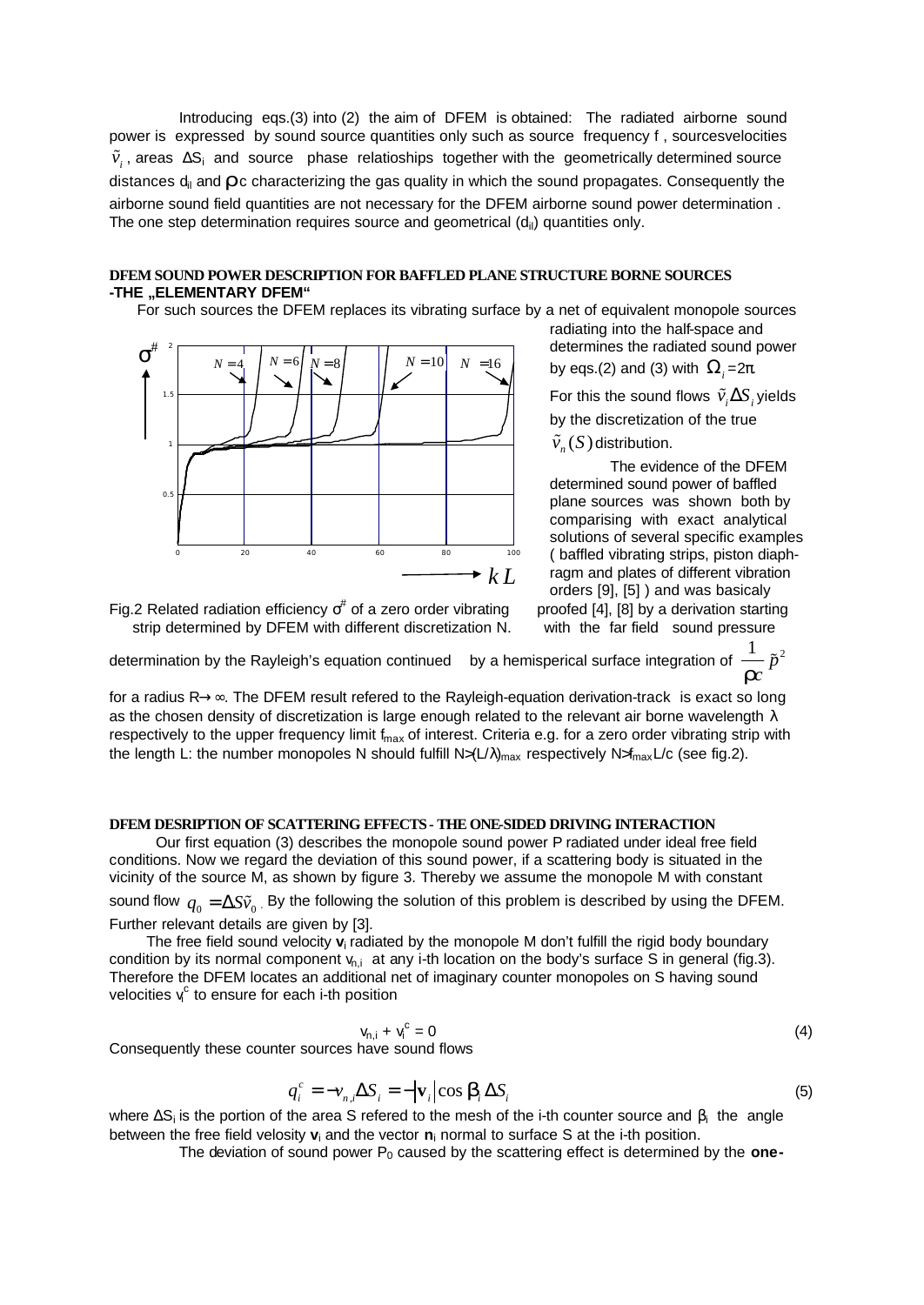Introducing eqs.(3) into (2) the aim of DFEM is obtained: The radiated airborne sound power is expressed by sound source quantities only such as source frequency f , sourcesvelocities $\tilde{v}_i$, areas $\Delta S_i$ and source phase relatioships together with the geometrically determined source distances $d_{il}$ and $\rho c$ characterizing the gas quality in which the sound propagates. Consequently the airborne sound field quantities are not necessary for the DFEM airborne sound power determination . The one step determination requires source and geometrical ($d_{il}$) quantities only.

## DFEM SOUND POWER DESCRIPTION FOR BAFFLED PLANE STRUCTURE BORNE SOURCES -THE „ELEMENTARY DFEM"

For such sources the DFEM replaces its vibrating surface by a net of equivalent monopole sources radiating into the half-space and determines the radiated sound power by eqs.(2) and (3) with $\Omega_i = 2\pi$. For this the sound flows $\tilde{v}_i \Delta S_i$ yields by the discretization of the true $\tilde{v}_n(S)$ distribution.

$\sigma^\#$
2
1.5
1
0.5
0
$N = 4$
$N = 6$
$N = 8$
$N = 10$
$N = 16$
0
20
40
60
80
100
$kL$

Fig.2 Related radiation efficiency $\sigma^\#$ of a zero order vibrating strip determined by DFEM with different discretization N.

The evidence of the DFEM determined sound power of baffled plane sources was shown both by comparising with exact analytical solutions of several specific examples ( baffled vibrating strips, piston diaphragm and plates of different vibration orders [9], [5] ) and was basicaly proofed [4], [8] by a derivation starting with the far field sound pressure determination by the Rayleigh's equation continued by a hemisperical surface integration of $\frac{1}{\rho c}\tilde{p}^2$ for a radius $R \to \infty$. The DFEM result refered to the Rayleigh-equation derivation-track is exact so long as the chosen density of discretization is large enough related to the relevant air borne wavelength $\lambda$ respectively to the upper frequency limit $f_{max}$ of interest. Criteria e.g. for a zero order vibrating strip with the length L: the number monopoles N should fulfill $N > (L/\lambda)_{max}$ respectively $N > f_{max} L/c$ (see fig.2).

## DFEM DESRIPTION OF SCATTERING EFFECTS - THE ONE-SIDED DRIVING INTERACTION

Our first equation (3) describes the monopole sound power P radiated under ideal free field conditions. Now we regard the deviation of this sound power, if a scattering body is situated in the vicinity of the source M, as shown by figure 3. Thereby we assume the monopole M with constant sound flow $q_0 = \Delta S \tilde{v}_0$. By the following the solution of this problem is described by using the DFEM. Further relevant details are given by [3].

The free field sound velocity $\mathbf{v}_i$ radiated by the monopole M don't fulfill the rigid body boundary condition by its normal component $v_{n,i}$ at any i-th location on the body's surface S in general (fig.3). Therefore the DFEM locates an additional net of imaginary counter monopoles on S having sound velocities $v_i^c$ to ensure for each i-th position

$$v_{n,i} + v_i^c = 0 \tag{4}$$

Consequently these counter sources have sound flows

$$q_i^c = -v_{n,i}\Delta S_i = -|\mathbf{v}_i|\cos\beta_i \, \Delta S_i \tag{5}$$

where $\Delta S_i$ is the portion of the area S refered to the mesh of the i-th counter source and $\beta_i$ the angle between the free field velosity $\mathbf{v}_i$ and the vector $\mathbf{n}_i$ normal to surface S at the i-th position.

The deviation of sound power $P_0$ caused by the scattering effect is determined by the **one-**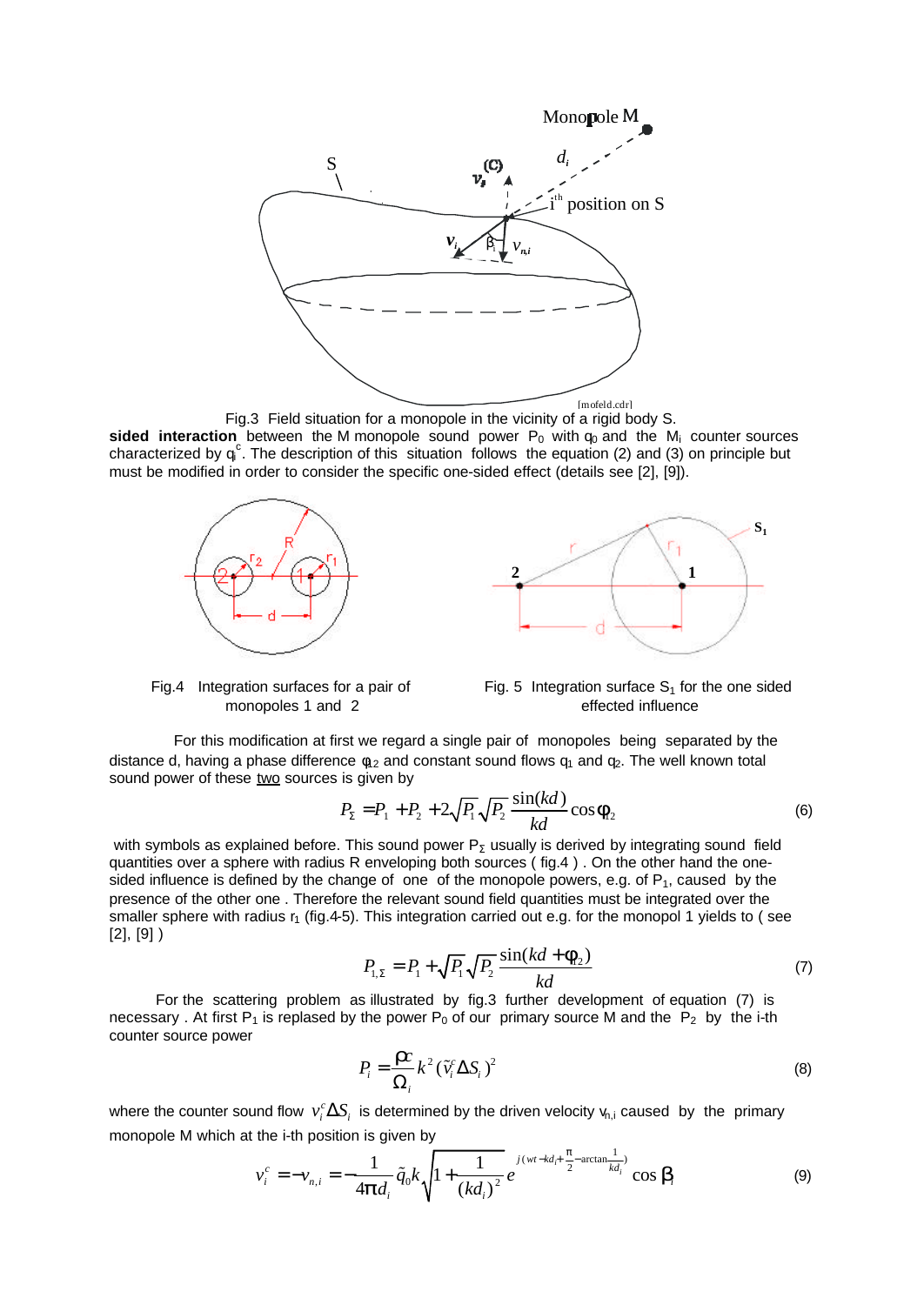Monopole M

S

$v_i^{(c)}$

$d_i$

i[th] position on S

$v_i$

$\beta_i$

$v_{n,i}$

[mofeld.cdr]

Fig.3 Field situation for a monopole in the vicinity of a rigid body S.

**sided interaction** between the M monopole sound power $P_0$ with $q_0$ and the $M_i$ counter sources characterized by $q_i^c$. The description of this situation follows the equation (2) and (3) on principle but must be modified in order to consider the specific one-sided effect (details see [2], [9]).

R

$r_2$

$r_1$

2

1

d

Fig.4 Integration surfaces for a pair of monopoles 1 and 2

$S_1$

r

$r_1$

2

1

d

Fig. 5 Integration surface $S_1$ for the one sided effected influence

For this modification at first we regard a single pair of monopoles being separated by the distance d, having a phase difference $\varphi_{1,2}$ and constant sound flows $q_1$ and $q_2$. The well known total sound power of these two sources is given by

$$P_\Sigma = P_1 + P_2 + 2\sqrt{P_1}\sqrt{P_2}\,\frac{\sin(kd)}{kd}\cos\varphi_{12} \tag{6}$$

with symbols as explained before. This sound power $P_\Sigma$ usually is derived by integrating sound field quantities over a sphere with radius R enveloping both sources ( fig.4 ) . On the other hand the one-sided influence is defined by the change of one of the monopole powers, e.g. of $P_1$, caused by the presence of the other one . Therefore the relevant sound field quantities must be integrated over the smaller sphere with radius $r_1$ (fig.4-5). This integration carried out e.g. for the monopol 1 yields to ( see [2], [9] )

$$P_{1,\Sigma} = P_1 + \sqrt{P_1}\sqrt{P_2}\,\frac{\sin(kd + \varphi_{12})}{kd} \tag{7}$$

For the scattering problem as illustrated by fig.3 further development of equation (7) is necessary . At first $P_1$ is replased by the power $P_0$ of our primary source M and the $P_2$ by the i-th counter source power

$$P_i = \frac{\rho c}{\Omega_i}\,k^2\,(\tilde{v}_i^c \Delta S_i)^2 \tag{8}$$

where the counter sound flow $v_i^c \Delta S_i$ is determined by the driven velocity $v_{n,i}$ caused by the primary monopole M which at the i-th position is given by

$$v_i^c = -v_{n,i} = -\frac{1}{4\pi d_i}\,\tilde{q}_0 k \sqrt{1 + \frac{1}{(kd_i)^2}}\; e^{\,j(wt - kd_i + \frac{\pi}{2} - \arctan\frac{1}{kd_i})}\cos\beta_i \tag{9}$$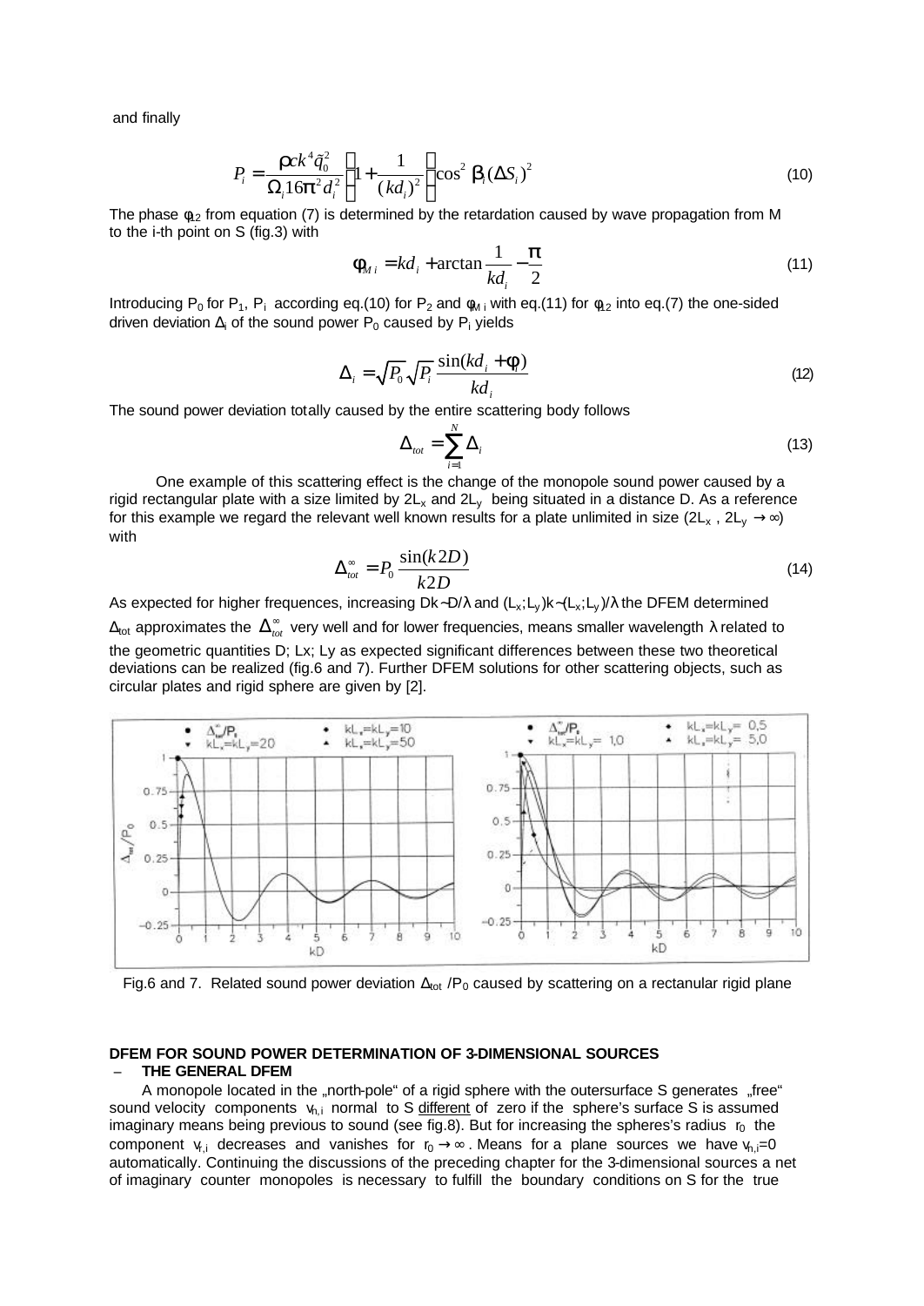and finally

$$P_i = \frac{\rho c k^4 \tilde{q}_0^2}{\Omega_i 16\pi^2 d_i^2}\left(1+\frac{1}{(kd_i)^2}\right)\cos^2\beta_i(\Delta S_i)^2 \tag{10}$$

The phase $\phi_{12}$ from equation (7) is determined by the retardation caused by wave propagation from M to the i-th point on S (fig.3) with

$$\phi_{M\,i} = kd_i + \arctan\frac{1}{kd_i} - \frac{\pi}{2} \tag{11}$$

Introducing $P_0$ for $P_1$, $P_i$ according eq.(10) for $P_2$ and $\phi_{M\,i}$ with eq.(11) for $\phi_{12}$ into eq.(7) the one-sided driven deviation $\Delta_i$ of the sound power $P_0$ caused by $P_i$ yields

$$\Delta_i = \sqrt{P_0}\sqrt{P_i}\,\frac{\sin(kd_i + \phi_i)}{kd_i} \tag{12}$$

The sound power deviation totally caused by the entire scattering body follows

$$\Delta_{tot} = \sum_{i=1}^{N}\Delta_i \tag{13}$$

One example of this scattering effect is the change of the monopole sound power caused by a rigid rectangular plate with a size limited by $2L_x$ and $2L_y$ being situated in a distance D. As a reference for this example we regard the relevant well known results for a plate unlimited in size ($2L_x$, $2L_y \rightarrow \infty$) with

$$\Delta_{tot}^{\infty} = P_0\,\frac{\sin(k2D)}{k2D} \tag{14}$$

As expected for higher frequences, increasing $Dk \sim D/\lambda$ and $(L_x;L_y)k \sim (L_x;L_y)/\lambda$ the DFEM determined $\Delta_{tot}$ approximates the $\Delta_{tot}^{\infty}$ very well and for lower frequencies, means smaller wavelength $\lambda$ related to the geometric quantities D; Lx; Ly as expected significant differences between these two theoretical deviations can be realized (fig.6 and 7). Further DFEM solutions for other scattering objects, such as circular plates and rigid sphere are given by [2].

$\Delta_{tot}^{\infty}/P_0$ $kL_x=kL_y=20$ $kL_x=kL_y=10$ $kL_x=kL_y=50$

$\Delta_{tot}^{\infty}/P_0$ $kL_x=kL_y=1,0$ $kL_x=kL_y=0,5$ $kL_x=kL_y=5,0$

$\Delta_{tot}/P_0$

kD

Fig.6 and 7. Related sound power deviation $\Delta_{tot}/P_0$ caused by scattering on a rectanular rigid plane

**DFEM FOR SOUND POWER DETERMINATION OF 3-DIMENSIONAL SOURCES**

– **THE GENERAL DFEM**

A monopole located in the „north-pole" of a rigid sphere with the outersurface S generates „free" sound velocity components $v_{n,i}$ normal to S different of zero if the sphere's surface S is assumed imaginary means being previous to sound (see fig.8). But for increasing the spheres's radius $r_0$ the component $v_{r,i}$ decreases and vanishes for $r_0 \rightarrow \infty$. Means for a plane sources we have $v_{n,i}=0$ automatically. Continuing the discussions of the preceding chapter for the 3-dimensional sources a net of imaginary counter monopoles is necessary to fulfill the boundary conditions on S for the true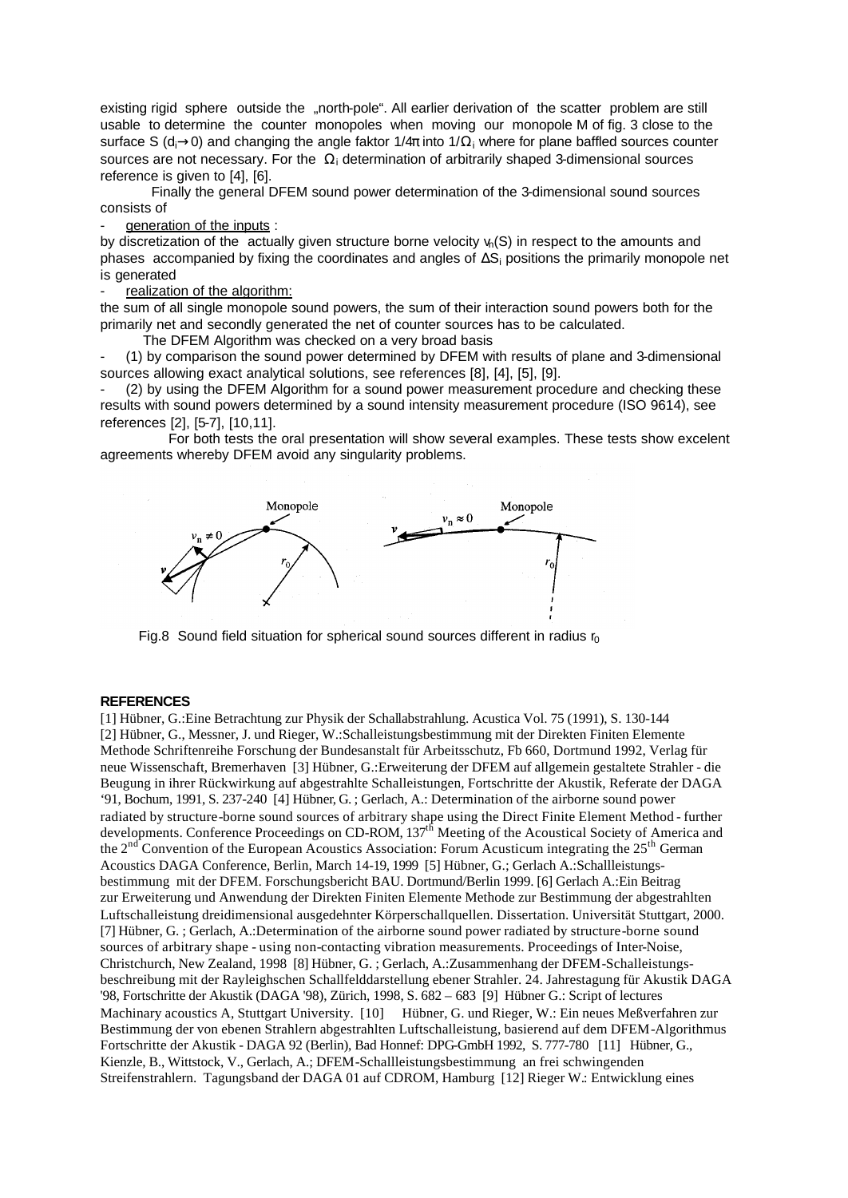existing rigid sphere outside the „north-pole". All earlier derivation of the scatter problem are still usable to determine the counter monopoles when moving our monopole M of fig. 3 close to the surface S ($d_i \rightarrow 0$) and changing the angle faktor $1/4\pi$ into $1/\Omega_i$ where for plane baffled sources counter sources are not necessary. For the $\Omega_i$ determination of arbitrarily shaped 3-dimensional sources reference is given to [4], [6].

Finally the general DFEM sound power determination of the 3-dimensional sound sources consists of

- generation of the inputs :

by discretization of the actually given structure borne velocity $v_n(S)$ in respect to the amounts and phases accompanied by fixing the coordinates and angles of $\Delta S_i$ positions the primarily monopole net is generated

- realization of the algorithm:

the sum of all single monopole sound powers, the sum of their interaction sound powers both for the primarily net and secondly generated the net of counter sources has to be calculated.

The DFEM Algorithm was checked on a very broad basis

- (1) by comparison the sound power determined by DFEM with results of plane and 3-dimensional sources allowing exact analytical solutions, see references [8], [4], [5], [9].
- (2) by using the DFEM Algorithm for a sound power measurement procedure and checking these results with sound powers determined by a sound intensity measurement procedure (ISO 9614), see references [2], [5-7], [10,11].

For both tests the oral presentation will show several examples. These tests show excelent agreements whereby DFEM avoid any singularity problems.

Monopole
$v_n \neq 0$
$v$
$r_0$
Monopole
$v_n \approx 0$
$v$
$r_0$

Fig.8 Sound field situation for spherical sound sources different in radius $r_0$

#### REFERENCES

[1] Hübner, G.:Eine Betrachtung zur Physik der Schallabstrahlung. Acustica Vol. 75 (1991), S. 130-144 [2] Hübner, G., Messner, J. und Rieger, W.:Schalleistungsbestimmung mit der Direkten Finiten Elemente Methode Schriftenreihe Forschung der Bundesanstalt für Arbeitsschutz, Fb 660, Dortmund 1992, Verlag für neue Wissenschaft, Bremerhaven [3] Hübner, G.:Erweiterung der DFEM auf allgemein gestaltete Strahler - die Beugung in ihrer Rückwirkung auf abgestrahlte Schalleistungen, Fortschritte der Akustik, Referate der DAGA '91, Bochum, 1991, S. 237-240 [4] Hübner, G. ; Gerlach, A.: Determination of the airborne sound power radiated by structure-borne sound sources of arbitrary shape using the Direct Finite Element Method - further developments. Conference Proceedings on CD-ROM, 137th Meeting of the Acoustical Society of America and the 2nd Convention of the European Acoustics Association: Forum Acusticum integrating the 25th German Acoustics DAGA Conference, Berlin, March 14-19, 1999 [5] Hübner, G.; Gerlach A.:Schallleistungs-bestimmung mit der DFEM. Forschungsbericht BAU. Dortmund/Berlin 1999. [6] Gerlach A.:Ein Beitrag zur Erweiterung und Anwendung der Direkten Finiten Elemente Methode zur Bestimmung der abgestrahlten Luftschalleistung dreidimensional ausgedehnter Körperschallquellen. Dissertation. Universität Stuttgart, 2000. [7] Hübner, G. ; Gerlach, A.:Determination of the airborne sound power radiated by structure-borne sound sources of arbitrary shape - using non-contacting vibration measurements. Proceedings of Inter-Noise, Christchurch, New Zealand, 1998 [8] Hübner, G. ; Gerlach, A.:Zusammenhang der DFEM-Schalleistungs-beschreibung mit der Rayleighschen Schallfelddarstellung ebener Strahler. 24. Jahrestagung für Akustik DAGA '98, Fortschritte der Akustik (DAGA '98), Zürich, 1998, S. 682 – 683 [9] Hübner G.: Script of lectures Machinary acoustics A, Stuttgart University. [10] Hübner, G. und Rieger, W.: Ein neues Meßverfahren zur Bestimmung der von ebenen Strahlern abgestrahlten Luftschalleistung, basierend auf dem DFEM-Algorithmus Fortschritte der Akustik - DAGA 92 (Berlin), Bad Honnef: DPG-GmbH 1992, S. 777-780 [11] Hübner, G., Kienzle, B., Wittstock, V., Gerlach, A.; DFEM-Schallleistungsbestimmung an frei schwingenden Streifenstrahlern. Tagungsband der DAGA 01 auf CDROM, Hamburg [12] Rieger W.: Entwicklung eines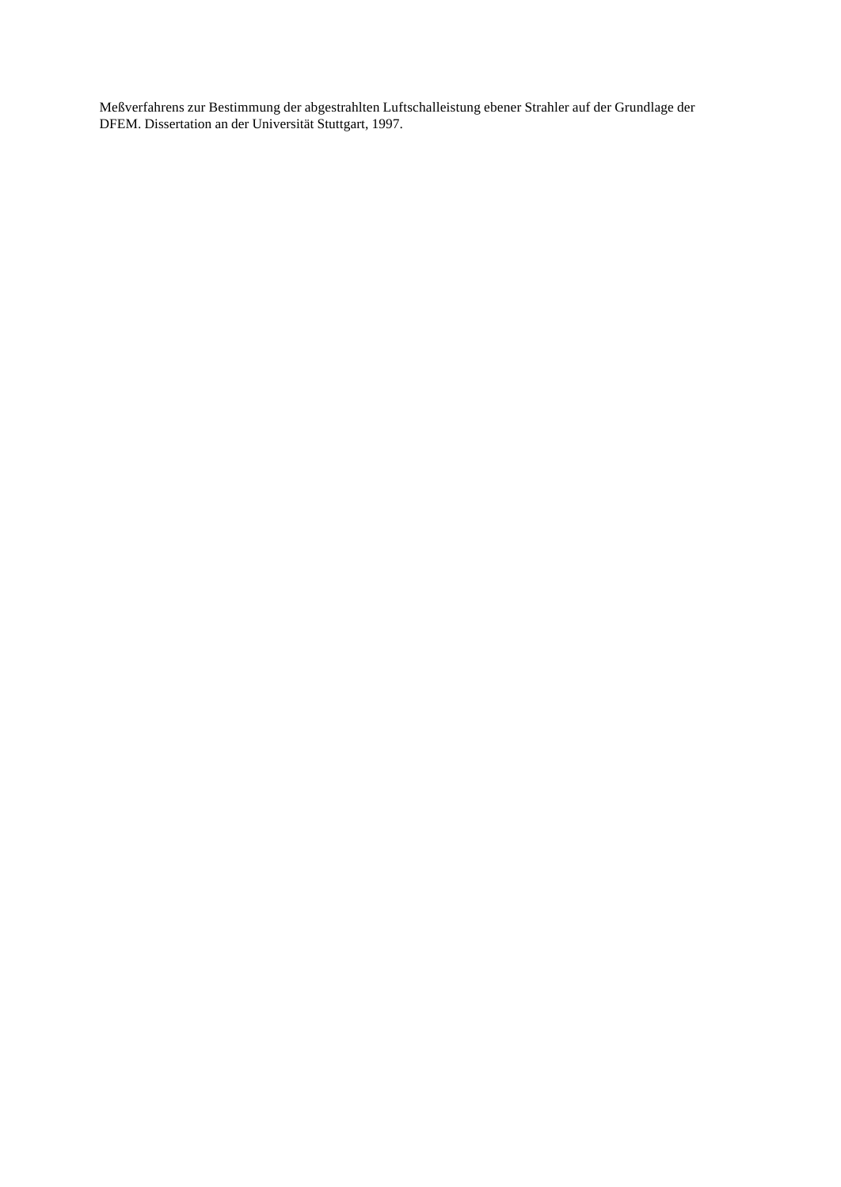Meßverfahrens zur Bestimmung der abgestrahlten Luftschalleistung ebener Strahler auf der Grundlage der DFEM. Dissertation an der Universität Stuttgart, 1997.